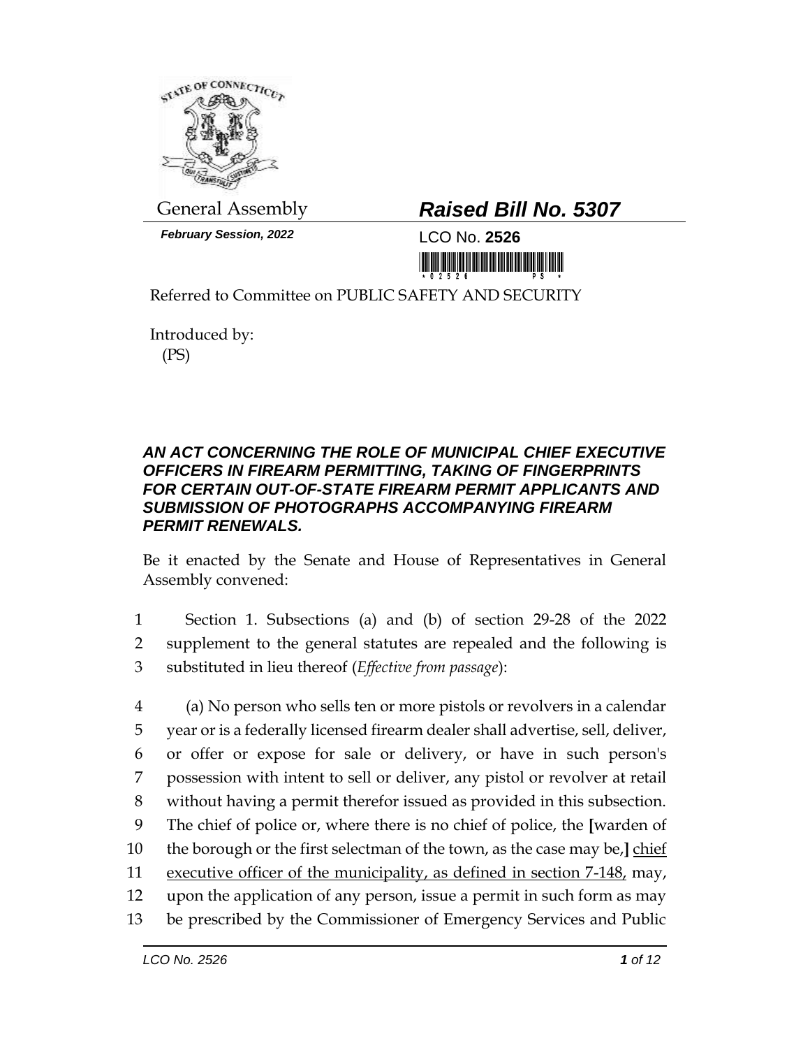General Assembly

***February Session, 2022***

# ***Raised Bill No. 5307***

LCO No. **2526**

Referred to Committee on PUBLIC SAFETY AND SECURITY

Introduced by:
(PS)

## ***AN ACT CONCERNING THE ROLE OF MUNICIPAL CHIEF EXECUTIVE OFFICERS IN FIREARM PERMITTING, TAKING OF FINGERPRINTS FOR CERTAIN OUT-OF-STATE FIREARM PERMIT APPLICANTS AND SUBMISSION OF PHOTOGRAPHS ACCOMPANYING FIREARM PERMIT RENEWALS.***

Be it enacted by the Senate and House of Representatives in General Assembly convened:

1 Section 1. Subsections (a) and (b) of section 29-28 of the 2022
2 supplement to the general statutes are repealed and the following is
3 substituted in lieu thereof (*Effective from passage*):

4 (a) No person who sells ten or more pistols or revolvers in a calendar
5 year or is a federally licensed firearm dealer shall advertise, sell, deliver,
6 or offer or expose for sale or delivery, or have in such person's
7 possession with intent to sell or deliver, any pistol or revolver at retail
8 without having a permit therefor issued as provided in this subsection.
9 The chief of police or, where there is no chief of police, the **[**warden of
10 the borough or the first selectman of the town, as the case may be,**]** <u>chief</u>
11 <u>executive officer of the municipality, as defined in section 7-148,</u> may,
12 upon the application of any person, issue a permit in such form as may
13 be prescribed by the Commissioner of Emergency Services and Public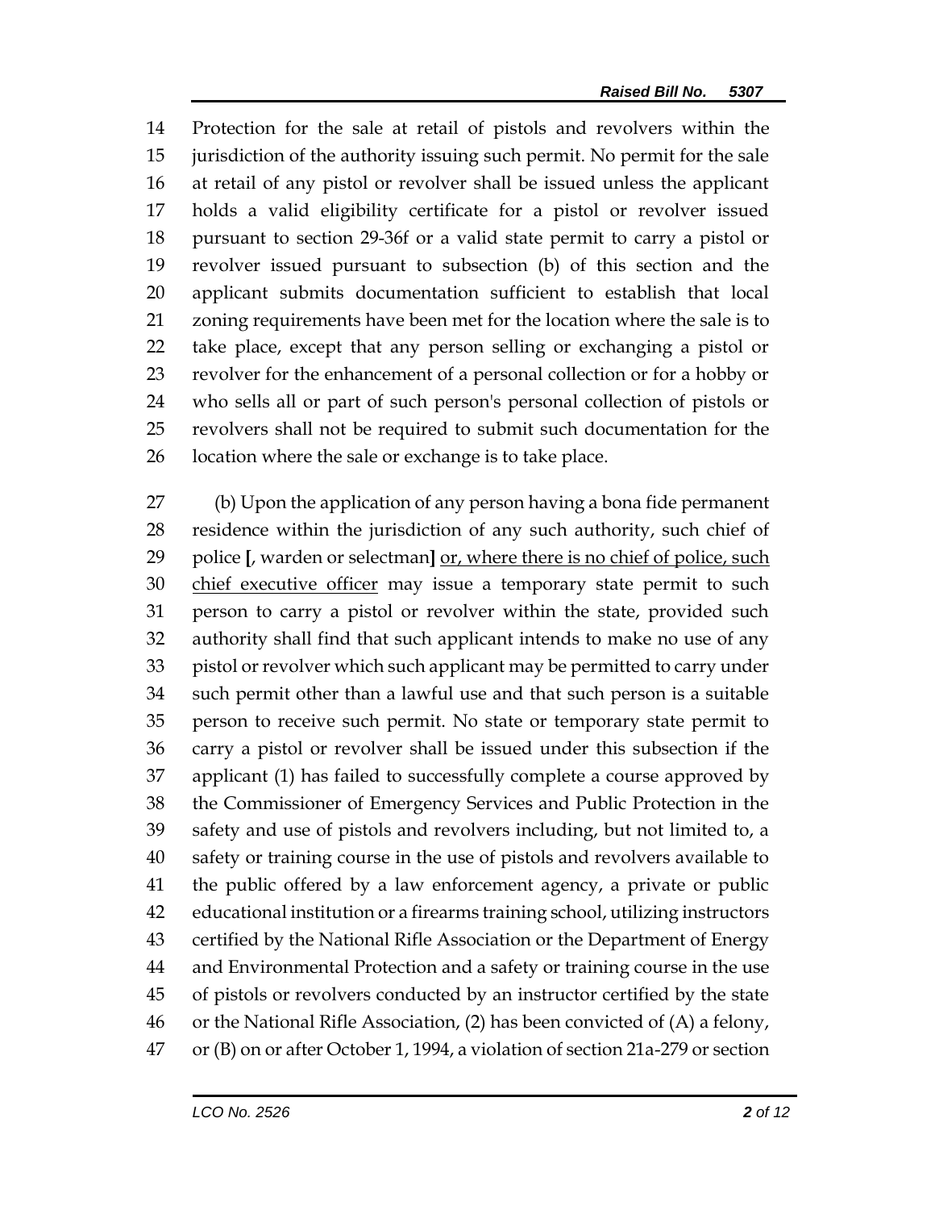14 Protection for the sale at retail of pistols and revolvers within the
15 jurisdiction of the authority issuing such permit. No permit for the sale
16 at retail of any pistol or revolver shall be issued unless the applicant
17 holds a valid eligibility certificate for a pistol or revolver issued
18 pursuant to section 29-36f or a valid state permit to carry a pistol or
19 revolver issued pursuant to subsection (b) of this section and the
20 applicant submits documentation sufficient to establish that local
21 zoning requirements have been met for the location where the sale is to
22 take place, except that any person selling or exchanging a pistol or
23 revolver for the enhancement of a personal collection or for a hobby or
24 who sells all or part of such person's personal collection of pistols or
25 revolvers shall not be required to submit such documentation for the
26 location where the sale or exchange is to take place.

27 (b) Upon the application of any person having a bona fide permanent
28 residence within the jurisdiction of any such authority, such chief of
29 police **[**, warden or selectman**]** <u>or, where there is no chief of police, such</u>
30 <u>chief executive officer</u> may issue a temporary state permit to such
31 person to carry a pistol or revolver within the state, provided such
32 authority shall find that such applicant intends to make no use of any
33 pistol or revolver which such applicant may be permitted to carry under
34 such permit other than a lawful use and that such person is a suitable
35 person to receive such permit. No state or temporary state permit to
36 carry a pistol or revolver shall be issued under this subsection if the
37 applicant (1) has failed to successfully complete a course approved by
38 the Commissioner of Emergency Services and Public Protection in the
39 safety and use of pistols and revolvers including, but not limited to, a
40 safety or training course in the use of pistols and revolvers available to
41 the public offered by a law enforcement agency, a private or public
42 educational institution or a firearms training school, utilizing instructors
43 certified by the National Rifle Association or the Department of Energy
44 and Environmental Protection and a safety or training course in the use
45 of pistols or revolvers conducted by an instructor certified by the state
46 or the National Rifle Association, (2) has been convicted of (A) a felony,
47 or (B) on or after October 1, 1994, a violation of section 21a-279 or section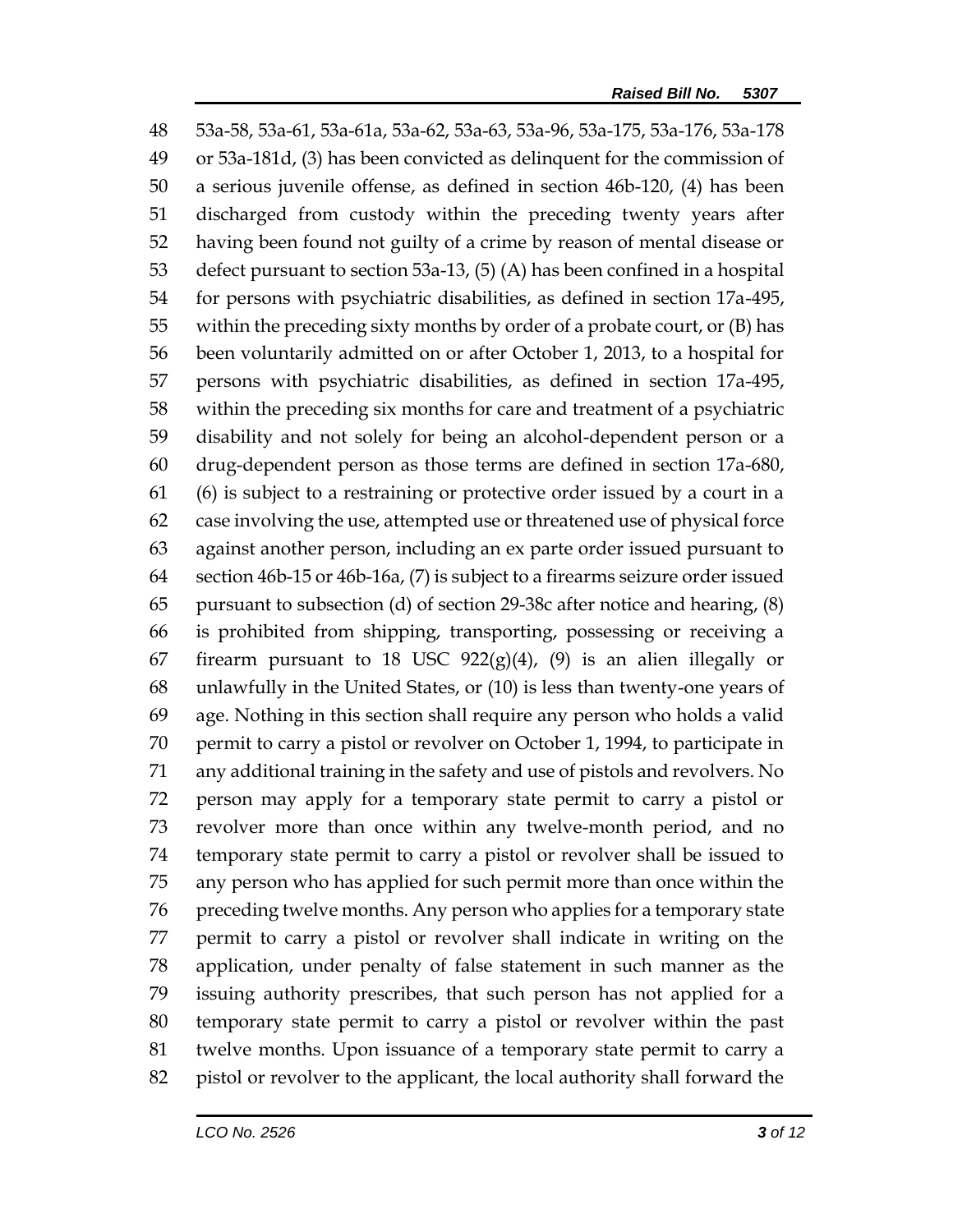48 53a-58, 53a-61, 53a-61a, 53a-62, 53a-63, 53a-96, 53a-175, 53a-176, 53a-178
49 or 53a-181d, (3) has been convicted as delinquent for the commission of
50 a serious juvenile offense, as defined in section 46b-120, (4) has been
51 discharged from custody within the preceding twenty years after
52 having been found not guilty of a crime by reason of mental disease or
53 defect pursuant to section 53a-13, (5) (A) has been confined in a hospital
54 for persons with psychiatric disabilities, as defined in section 17a-495,
55 within the preceding sixty months by order of a probate court, or (B) has
56 been voluntarily admitted on or after October 1, 2013, to a hospital for
57 persons with psychiatric disabilities, as defined in section 17a-495,
58 within the preceding six months for care and treatment of a psychiatric
59 disability and not solely for being an alcohol-dependent person or a
60 drug-dependent person as those terms are defined in section 17a-680,
61 (6) is subject to a restraining or protective order issued by a court in a
62 case involving the use, attempted use or threatened use of physical force
63 against another person, including an ex parte order issued pursuant to
64 section 46b-15 or 46b-16a, (7) is subject to a firearms seizure order issued
65 pursuant to subsection (d) of section 29-38c after notice and hearing, (8)
66 is prohibited from shipping, transporting, possessing or receiving a
67 firearm pursuant to 18 USC 922(g)(4), (9) is an alien illegally or
68 unlawfully in the United States, or (10) is less than twenty-one years of
69 age. Nothing in this section shall require any person who holds a valid
70 permit to carry a pistol or revolver on October 1, 1994, to participate in
71 any additional training in the safety and use of pistols and revolvers. No
72 person may apply for a temporary state permit to carry a pistol or
73 revolver more than once within any twelve-month period, and no
74 temporary state permit to carry a pistol or revolver shall be issued to
75 any person who has applied for such permit more than once within the
76 preceding twelve months. Any person who applies for a temporary state
77 permit to carry a pistol or revolver shall indicate in writing on the
78 application, under penalty of false statement in such manner as the
79 issuing authority prescribes, that such person has not applied for a
80 temporary state permit to carry a pistol or revolver within the past
81 twelve months. Upon issuance of a temporary state permit to carry a
82 pistol or revolver to the applicant, the local authority shall forward the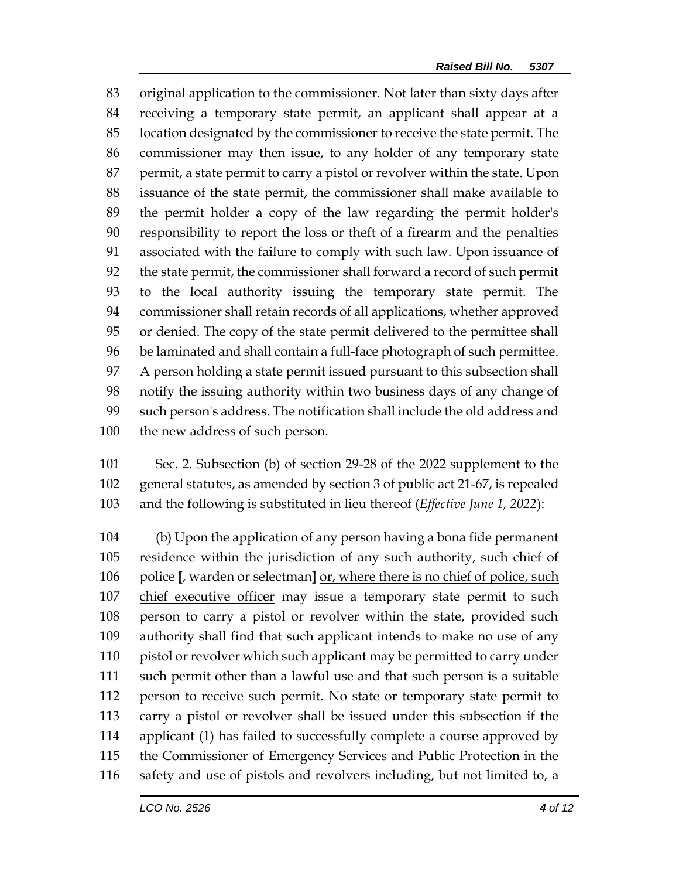original application to the commissioner. Not later than sixty days after receiving a temporary state permit, an applicant shall appear at a location designated by the commissioner to receive the state permit. The commissioner may then issue, to any holder of any temporary state permit, a state permit to carry a pistol or revolver within the state. Upon issuance of the state permit, the commissioner shall make available to the permit holder a copy of the law regarding the permit holder's responsibility to report the loss or theft of a firearm and the penalties associated with the failure to comply with such law. Upon issuance of the state permit, the commissioner shall forward a record of such permit to the local authority issuing the temporary state permit. The commissioner shall retain records of all applications, whether approved or denied. The copy of the state permit delivered to the permittee shall be laminated and shall contain a full-face photograph of such permittee. A person holding a state permit issued pursuant to this subsection shall notify the issuing authority within two business days of any change of such person's address. The notification shall include the old address and the new address of such person.

Sec. 2. Subsection (b) of section 29-28 of the 2022 supplement to the general statutes, as amended by section 3 of public act 21-67, is repealed and the following is substituted in lieu thereof (*Effective June 1, 2022*):

(b) Upon the application of any person having a bona fide permanent residence within the jurisdiction of any such authority, such chief of police **[**, warden or selectman**]** <u>or, where there is no chief of police, such chief executive officer</u> may issue a temporary state permit to such person to carry a pistol or revolver within the state, provided such authority shall find that such applicant intends to make no use of any pistol or revolver which such applicant may be permitted to carry under such permit other than a lawful use and that such person is a suitable person to receive such permit. No state or temporary state permit to carry a pistol or revolver shall be issued under this subsection if the applicant (1) has failed to successfully complete a course approved by the Commissioner of Emergency Services and Public Protection in the safety and use of pistols and revolvers including, but not limited to, a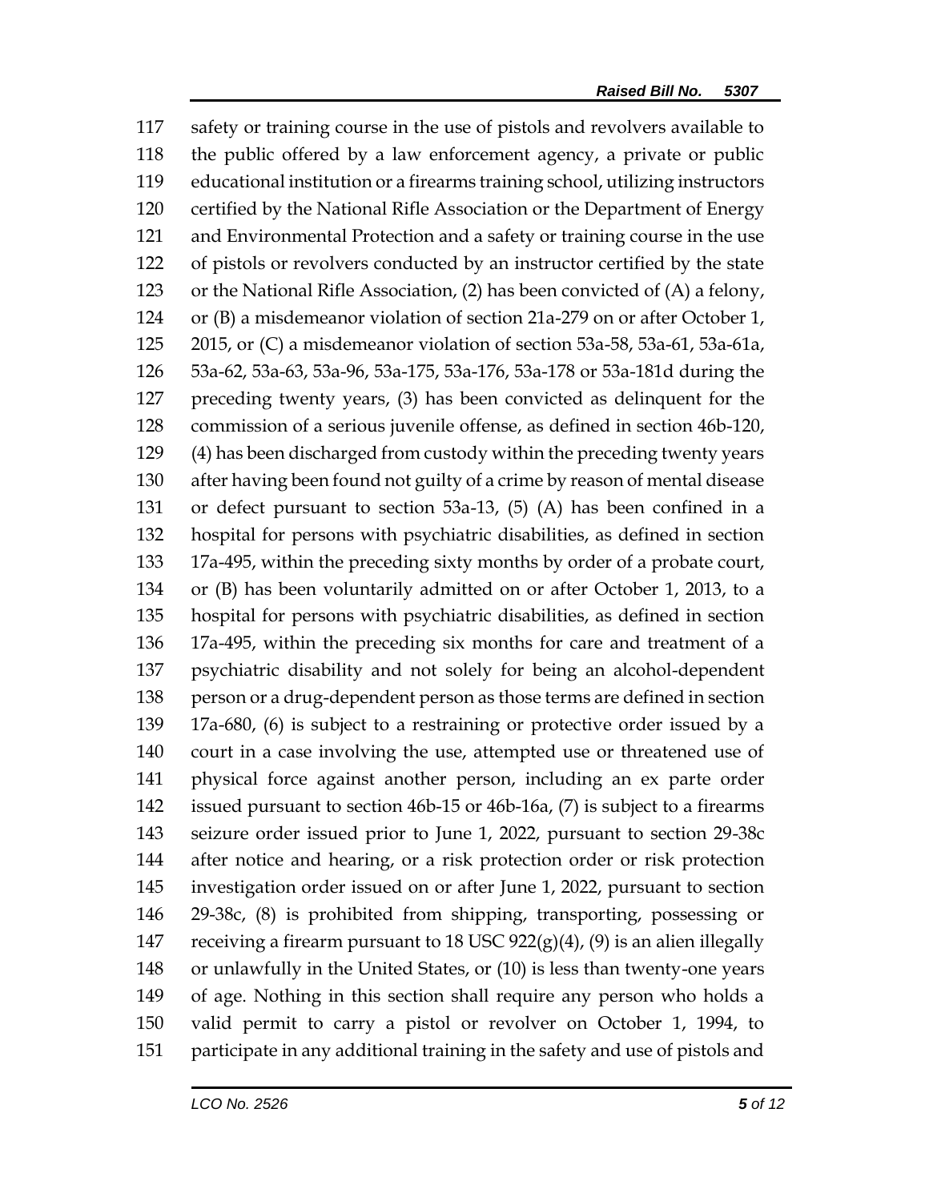117 safety or training course in the use of pistols and revolvers available to
118 the public offered by a law enforcement agency, a private or public
119 educational institution or a firearms training school, utilizing instructors
120 certified by the National Rifle Association or the Department of Energy
121 and Environmental Protection and a safety or training course in the use
122 of pistols or revolvers conducted by an instructor certified by the state
123 or the National Rifle Association, (2) has been convicted of (A) a felony,
124 or (B) a misdemeanor violation of section 21a-279 on or after October 1,
125 2015, or (C) a misdemeanor violation of section 53a-58, 53a-61, 53a-61a,
126 53a-62, 53a-63, 53a-96, 53a-175, 53a-176, 53a-178 or 53a-181d during the
127 preceding twenty years, (3) has been convicted as delinquent for the
128 commission of a serious juvenile offense, as defined in section 46b-120,
129 (4) has been discharged from custody within the preceding twenty years
130 after having been found not guilty of a crime by reason of mental disease
131 or defect pursuant to section 53a-13, (5) (A) has been confined in a
132 hospital for persons with psychiatric disabilities, as defined in section
133 17a-495, within the preceding sixty months by order of a probate court,
134 or (B) has been voluntarily admitted on or after October 1, 2013, to a
135 hospital for persons with psychiatric disabilities, as defined in section
136 17a-495, within the preceding six months for care and treatment of a
137 psychiatric disability and not solely for being an alcohol-dependent
138 person or a drug-dependent person as those terms are defined in section
139 17a-680, (6) is subject to a restraining or protective order issued by a
140 court in a case involving the use, attempted use or threatened use of
141 physical force against another person, including an ex parte order
142 issued pursuant to section 46b-15 or 46b-16a, (7) is subject to a firearms
143 seizure order issued prior to June 1, 2022, pursuant to section 29-38c
144 after notice and hearing, or a risk protection order or risk protection
145 investigation order issued on or after June 1, 2022, pursuant to section
146 29-38c, (8) is prohibited from shipping, transporting, possessing or
147 receiving a firearm pursuant to 18 USC 922(g)(4), (9) is an alien illegally
148 or unlawfully in the United States, or (10) is less than twenty-one years
149 of age. Nothing in this section shall require any person who holds a
150 valid permit to carry a pistol or revolver on October 1, 1994, to
151 participate in any additional training in the safety and use of pistols and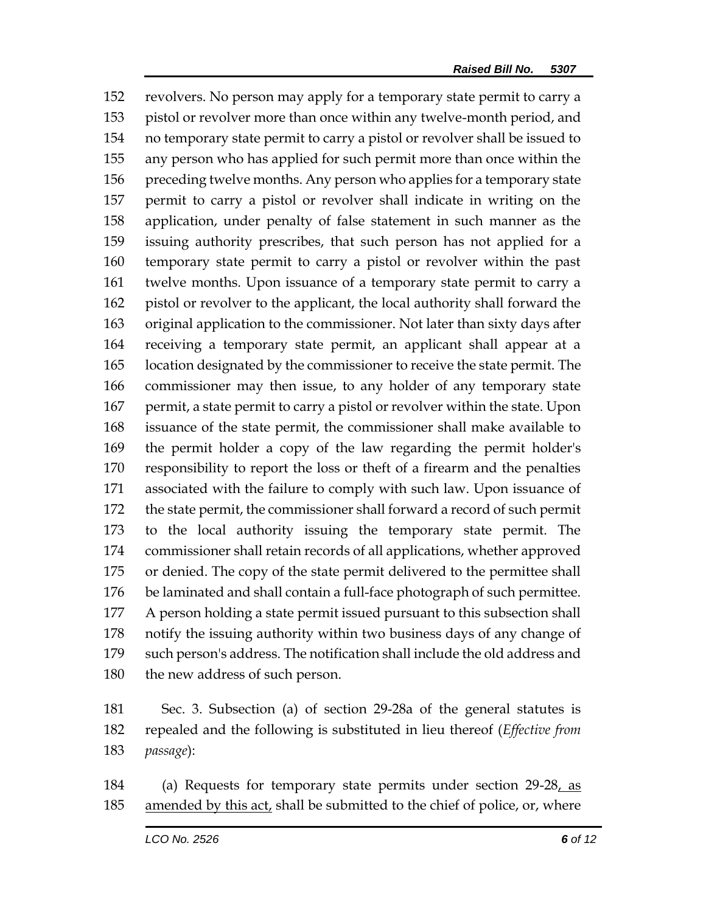revolvers. No person may apply for a temporary state permit to carry a pistol or revolver more than once within any twelve-month period, and no temporary state permit to carry a pistol or revolver shall be issued to any person who has applied for such permit more than once within the preceding twelve months. Any person who applies for a temporary state permit to carry a pistol or revolver shall indicate in writing on the application, under penalty of false statement in such manner as the issuing authority prescribes, that such person has not applied for a temporary state permit to carry a pistol or revolver within the past twelve months. Upon issuance of a temporary state permit to carry a pistol or revolver to the applicant, the local authority shall forward the original application to the commissioner. Not later than sixty days after receiving a temporary state permit, an applicant shall appear at a location designated by the commissioner to receive the state permit. The commissioner may then issue, to any holder of any temporary state permit, a state permit to carry a pistol or revolver within the state. Upon issuance of the state permit, the commissioner shall make available to the permit holder a copy of the law regarding the permit holder's responsibility to report the loss or theft of a firearm and the penalties associated with the failure to comply with such law. Upon issuance of the state permit, the commissioner shall forward a record of such permit to the local authority issuing the temporary state permit. The commissioner shall retain records of all applications, whether approved or denied. The copy of the state permit delivered to the permittee shall be laminated and shall contain a full-face photograph of such permittee. A person holding a state permit issued pursuant to this subsection shall notify the issuing authority within two business days of any change of such person's address. The notification shall include the old address and the new address of such person.

Sec. 3. Subsection (a) of section 29-28a of the general statutes is repealed and the following is substituted in lieu thereof (*Effective from passage*):

(a) Requests for temporary state permits under section 29-28<u>, as amended by this act,</u> shall be submitted to the chief of police, or, where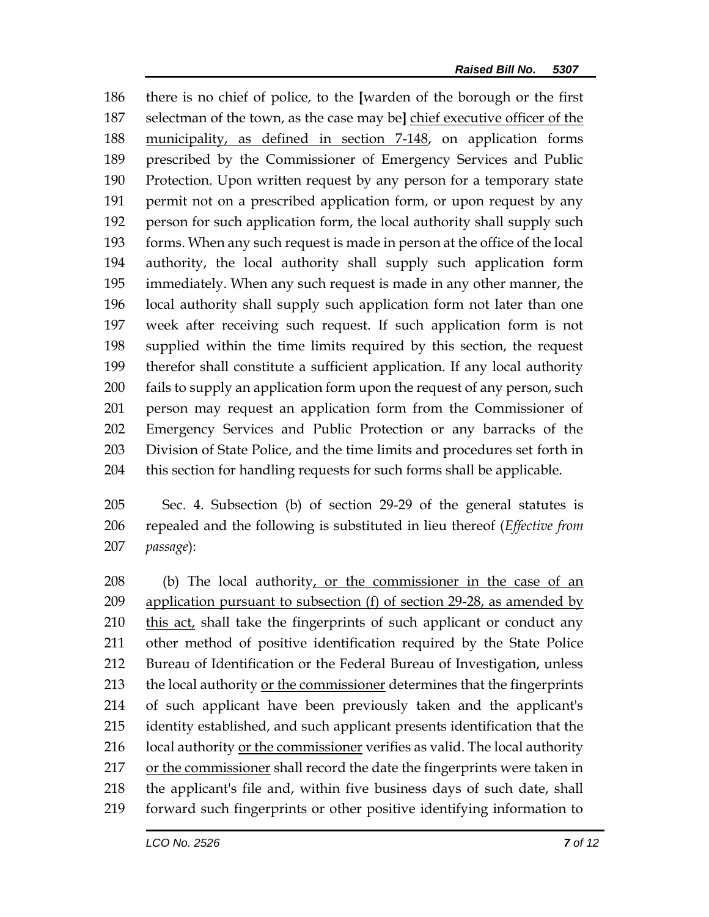186 there is no chief of police, to the [warden of the borough or the first 187 selectman of the town, as the case may be] <u>chief executive officer of the</u> 188 <u>municipality, as defined in section 7-148</u>, on application forms 189 prescribed by the Commissioner of Emergency Services and Public 190 Protection. Upon written request by any person for a temporary state 191 permit not on a prescribed application form, or upon request by any 192 person for such application form, the local authority shall supply such 193 forms. When any such request is made in person at the office of the local 194 authority, the local authority shall supply such application form 195 immediately. When any such request is made in any other manner, the 196 local authority shall supply such application form not later than one 197 week after receiving such request. If such application form is not 198 supplied within the time limits required by this section, the request 199 therefor shall constitute a sufficient application. If any local authority 200 fails to supply an application form upon the request of any person, such 201 person may request an application form from the Commissioner of 202 Emergency Services and Public Protection or any barracks of the 203 Division of State Police, and the time limits and procedures set forth in 204 this section for handling requests for such forms shall be applicable.

205 Sec. 4. Subsection (b) of section 29-29 of the general statutes is 206 repealed and the following is substituted in lieu thereof (*Effective from* 207 *passage*):

208 (b) The local authority<u>, or the commissioner in the case of an</u> 209 <u>application pursuant to subsection (f) of section 29-28, as amended by</u> 210 <u>this act,</u> shall take the fingerprints of such applicant or conduct any 211 other method of positive identification required by the State Police 212 Bureau of Identification or the Federal Bureau of Investigation, unless 213 the local authority <u>or the commissioner</u> determines that the fingerprints 214 of such applicant have been previously taken and the applicant's 215 identity established, and such applicant presents identification that the 216 local authority <u>or the commissioner</u> verifies as valid. The local authority 217 <u>or the commissioner</u> shall record the date the fingerprints were taken in 218 the applicant's file and, within five business days of such date, shall 219 forward such fingerprints or other positive identifying information to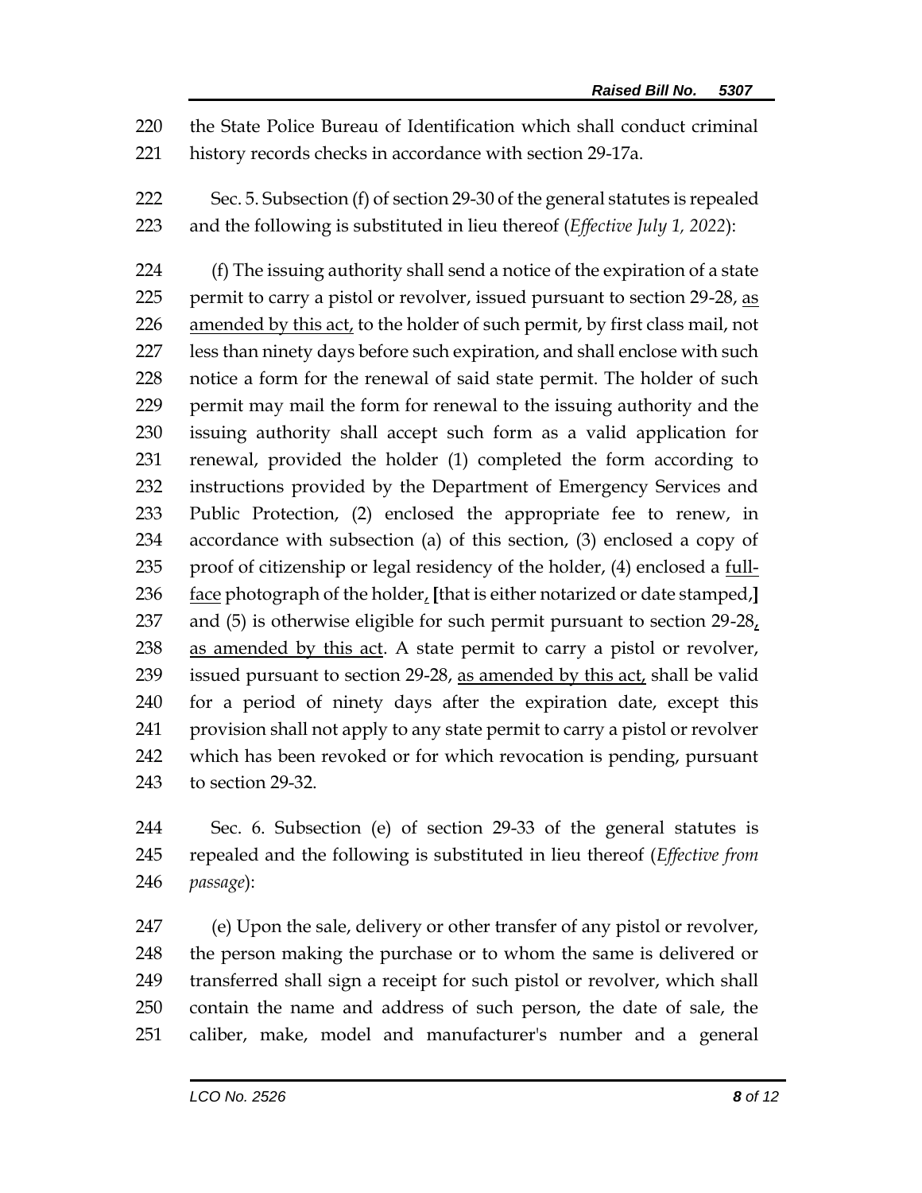the State Police Bureau of Identification which shall conduct criminal history records checks in accordance with section 29-17a.

Sec. 5. Subsection (f) of section 29-30 of the general statutes is repealed and the following is substituted in lieu thereof (*Effective July 1, 2022*):

(f) The issuing authority shall send a notice of the expiration of a state permit to carry a pistol or revolver, issued pursuant to section 29-28, <u>as amended by this act,</u> to the holder of such permit, by first class mail, not less than ninety days before such expiration, and shall enclose with such notice a form for the renewal of said state permit. The holder of such permit may mail the form for renewal to the issuing authority and the issuing authority shall accept such form as a valid application for renewal, provided the holder (1) completed the form according to instructions provided by the Department of Emergency Services and Public Protection, (2) enclosed the appropriate fee to renew, in accordance with subsection (a) of this section, (3) enclosed a copy of proof of citizenship or legal residency of the holder, (4) enclosed a <u>full-face</u> photograph of the holder<u>,</u> **[**that is either notarized or date stamped,**]** and (5) is otherwise eligible for such permit pursuant to section 29-28<u>, as amended by this act</u>. A state permit to carry a pistol or revolver, issued pursuant to section 29-28, <u>as amended by this act,</u> shall be valid for a period of ninety days after the expiration date, except this provision shall not apply to any state permit to carry a pistol or revolver which has been revoked or for which revocation is pending, pursuant to section 29-32.

Sec. 6. Subsection (e) of section 29-33 of the general statutes is repealed and the following is substituted in lieu thereof (*Effective from passage*):

(e) Upon the sale, delivery or other transfer of any pistol or revolver, the person making the purchase or to whom the same is delivered or transferred shall sign a receipt for such pistol or revolver, which shall contain the name and address of such person, the date of sale, the caliber, make, model and manufacturer's number and a general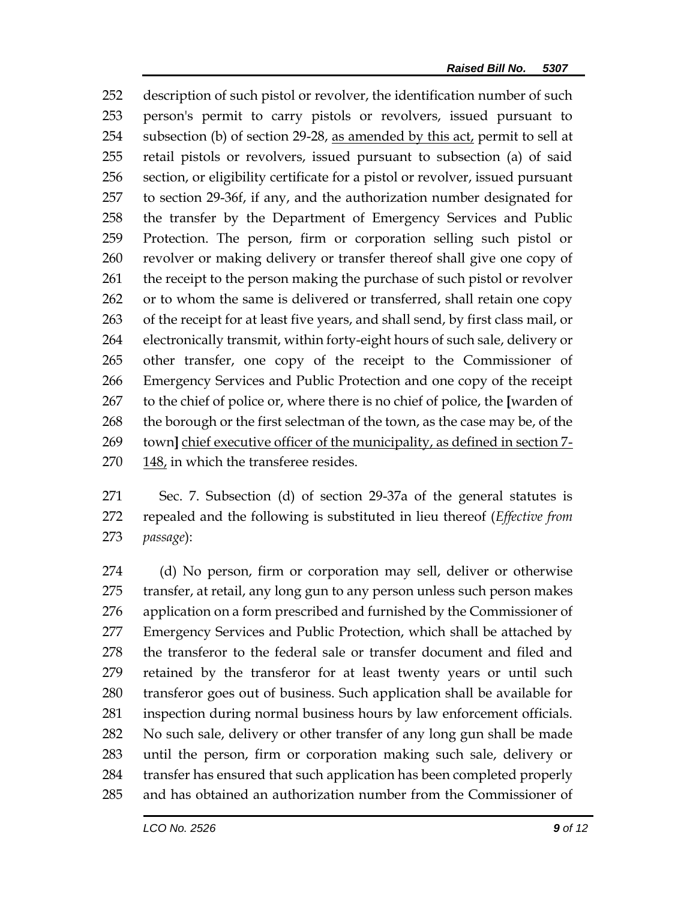description of such pistol or revolver, the identification number of such person's permit to carry pistols or revolvers, issued pursuant to subsection (b) of section 29-28, as amended by this act, permit to sell at retail pistols or revolvers, issued pursuant to subsection (a) of said section, or eligibility certificate for a pistol or revolver, issued pursuant to section 29-36f, if any, and the authorization number designated for the transfer by the Department of Emergency Services and Public Protection. The person, firm or corporation selling such pistol or revolver or making delivery or transfer thereof shall give one copy of the receipt to the person making the purchase of such pistol or revolver or to whom the same is delivered or transferred, shall retain one copy of the receipt for at least five years, and shall send, by first class mail, or electronically transmit, within forty-eight hours of such sale, delivery or other transfer, one copy of the receipt to the Commissioner of Emergency Services and Public Protection and one copy of the receipt to the chief of police or, where there is no chief of police, the [warden of the borough or the first selectman of the town, as the case may be, of the town] chief executive officer of the municipality, as defined in section 7-148, in which the transferee resides.

Sec. 7. Subsection (d) of section 29-37a of the general statutes is repealed and the following is substituted in lieu thereof (*Effective from passage*):

(d) No person, firm or corporation may sell, deliver or otherwise transfer, at retail, any long gun to any person unless such person makes application on a form prescribed and furnished by the Commissioner of Emergency Services and Public Protection, which shall be attached by the transferor to the federal sale or transfer document and filed and retained by the transferor for at least twenty years or until such transferor goes out of business. Such application shall be available for inspection during normal business hours by law enforcement officials. No such sale, delivery or other transfer of any long gun shall be made until the person, firm or corporation making such sale, delivery or transfer has ensured that such application has been completed properly and has obtained an authorization number from the Commissioner of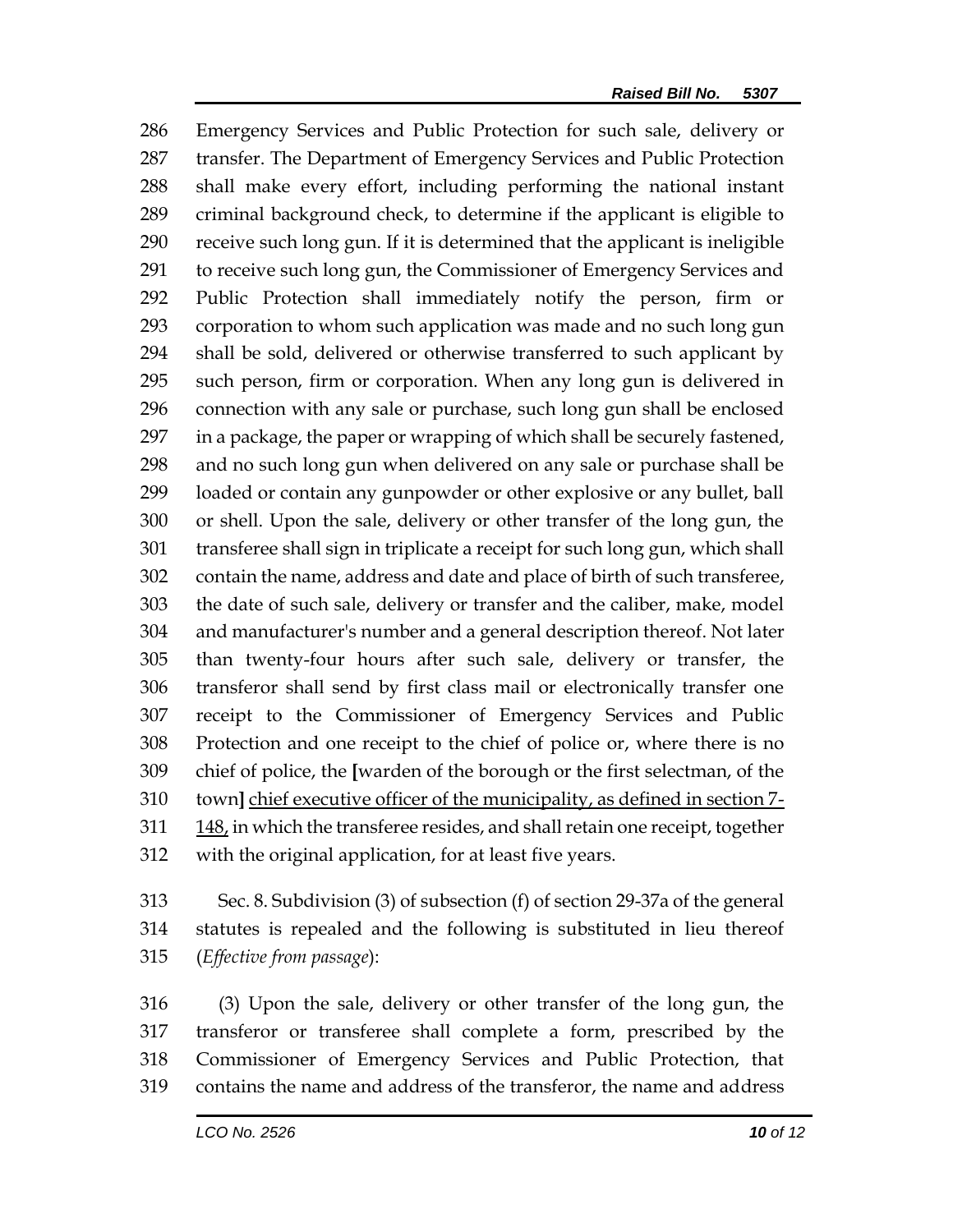Emergency Services and Public Protection for such sale, delivery or transfer. The Department of Emergency Services and Public Protection shall make every effort, including performing the national instant criminal background check, to determine if the applicant is eligible to receive such long gun. If it is determined that the applicant is ineligible to receive such long gun, the Commissioner of Emergency Services and Public Protection shall immediately notify the person, firm or corporation to whom such application was made and no such long gun shall be sold, delivered or otherwise transferred to such applicant by such person, firm or corporation. When any long gun is delivered in connection with any sale or purchase, such long gun shall be enclosed in a package, the paper or wrapping of which shall be securely fastened, and no such long gun when delivered on any sale or purchase shall be loaded or contain any gunpowder or other explosive or any bullet, ball or shell. Upon the sale, delivery or other transfer of the long gun, the transferee shall sign in triplicate a receipt for such long gun, which shall contain the name, address and date and place of birth of such transferee, the date of such sale, delivery or transfer and the caliber, make, model and manufacturer's number and a general description thereof. Not later than twenty-four hours after such sale, delivery or transfer, the transferor shall send by first class mail or electronically transfer one receipt to the Commissioner of Emergency Services and Public Protection and one receipt to the chief of police or, where there is no chief of police, the **[**warden of the borough or the first selectman, of the town**]** <u>chief executive officer of the municipality, as defined in section 7-148,</u> in which the transferee resides, and shall retain one receipt, together with the original application, for at least five years.

Sec. 8. Subdivision (3) of subsection (f) of section 29-37a of the general statutes is repealed and the following is substituted in lieu thereof (*Effective from passage*):

(3) Upon the sale, delivery or other transfer of the long gun, the transferor or transferee shall complete a form, prescribed by the Commissioner of Emergency Services and Public Protection, that contains the name and address of the transferor, the name and address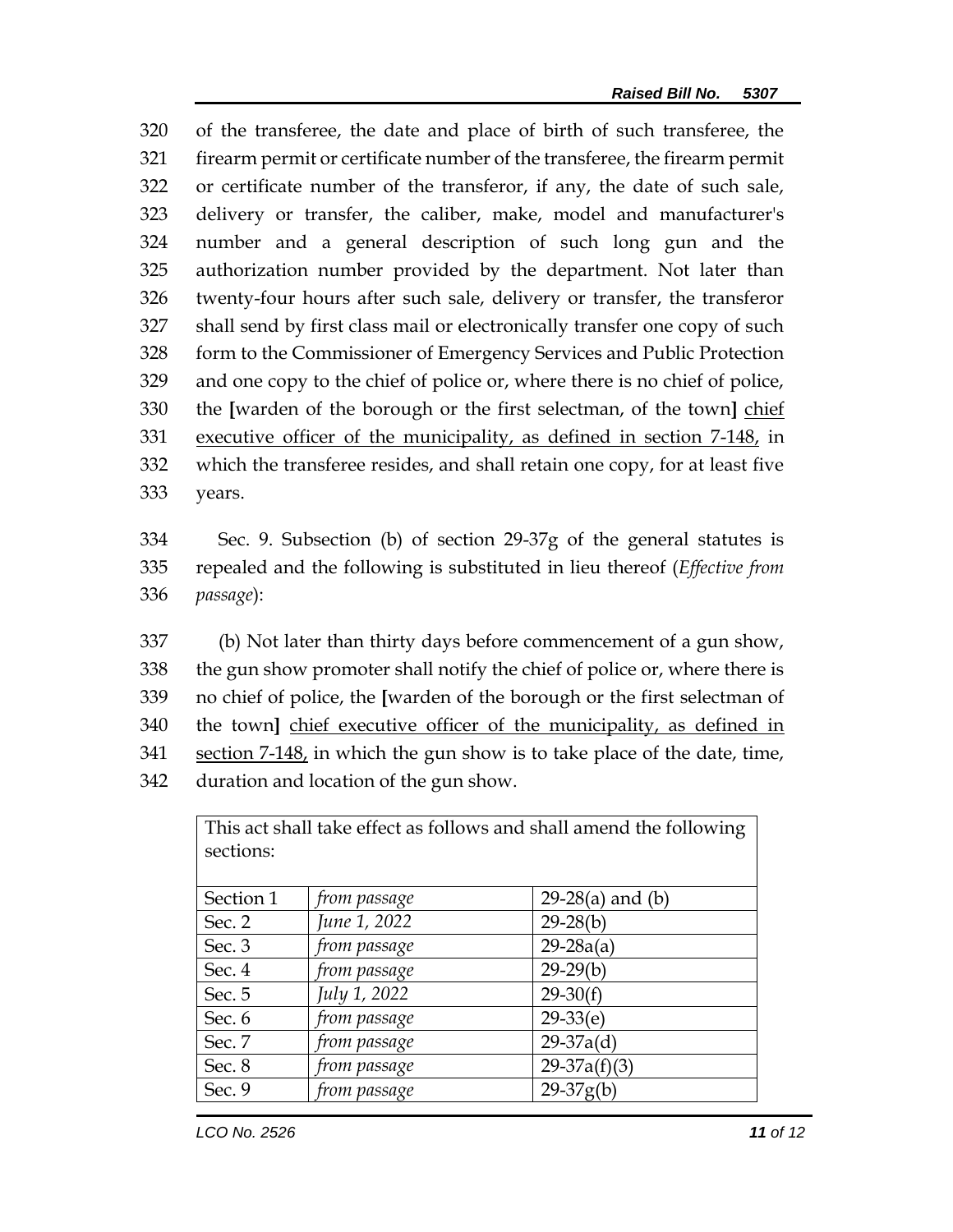320 of the transferee, the date and place of birth of such transferee, the
321 firearm permit or certificate number of the transferee, the firearm permit
322 or certificate number of the transferor, if any, the date of such sale,
323 delivery or transfer, the caliber, make, model and manufacturer's
324 number and a general description of such long gun and the
325 authorization number provided by the department. Not later than
326 twenty-four hours after such sale, delivery or transfer, the transferor
327 shall send by first class mail or electronically transfer one copy of such
328 form to the Commissioner of Emergency Services and Public Protection
329 and one copy to the chief of police or, where there is no chief of police,
330 the **[**warden of the borough or the first selectman, of the town**]** <u>chief</u>
331 <u>executive officer of the municipality, as defined in section 7-148,</u> in
332 which the transferee resides, and shall retain one copy, for at least five
333 years.

334 Sec. 9. Subsection (b) of section 29-37g of the general statutes is
335 repealed and the following is substituted in lieu thereof (*Effective from*
336 *passage*):

337 (b) Not later than thirty days before commencement of a gun show,
338 the gun show promoter shall notify the chief of police or, where there is
339 no chief of police, the **[**warden of the borough or the first selectman of
340 the town**]** <u>chief executive officer of the municipality, as defined in</u>
341 <u>section 7-148,</u> in which the gun show is to take place of the date, time,
342 duration and location of the gun show.

| This act shall take effect as follows and shall amend the following sections: | | |
|---|---|---|
| Section 1 | *from passage* | 29-28(a) and (b) |
| Sec. 2 | *June 1, 2022* | 29-28(b) |
| Sec. 3 | *from passage* | 29-28a(a) |
| Sec. 4 | *from passage* | 29-29(b) |
| Sec. 5 | *July 1, 2022* | 29-30(f) |
| Sec. 6 | *from passage* | 29-33(e) |
| Sec. 7 | *from passage* | 29-37a(d) |
| Sec. 8 | *from passage* | 29-37a(f)(3) |
| Sec. 9 | *from passage* | 29-37g(b) |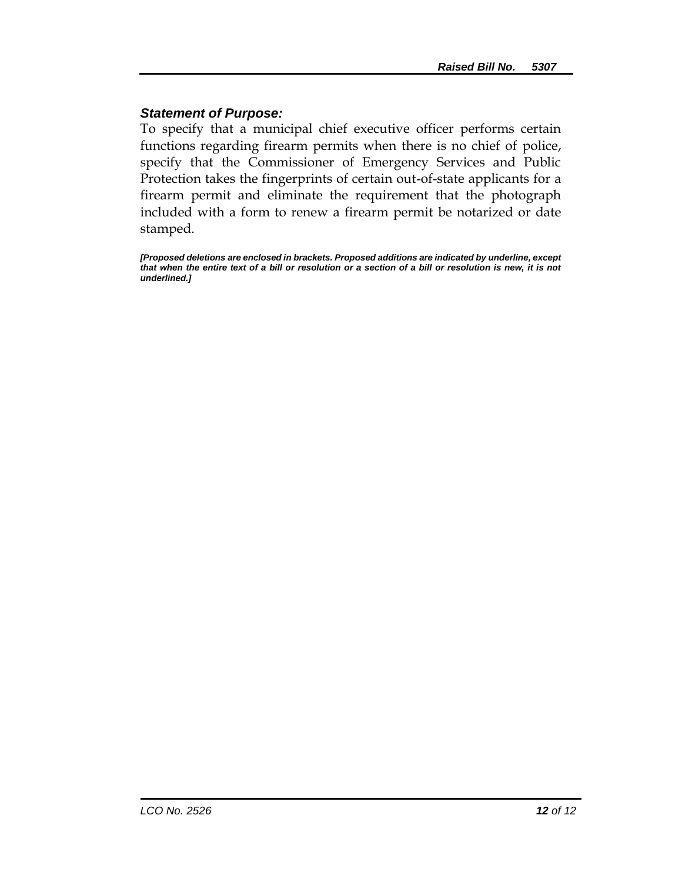### *Statement of Purpose:*

To specify that a municipal chief executive officer performs certain functions regarding firearm permits when there is no chief of police, specify that the Commissioner of Emergency Services and Public Protection takes the fingerprints of certain out-of-state applicants for a firearm permit and eliminate the requirement that the photograph included with a form to renew a firearm permit be notarized or date stamped.

***[Proposed deletions are enclosed in brackets. Proposed additions are indicated by underline, except that when the entire text of a bill or resolution or a section of a bill or resolution is new, it is not underlined.]***